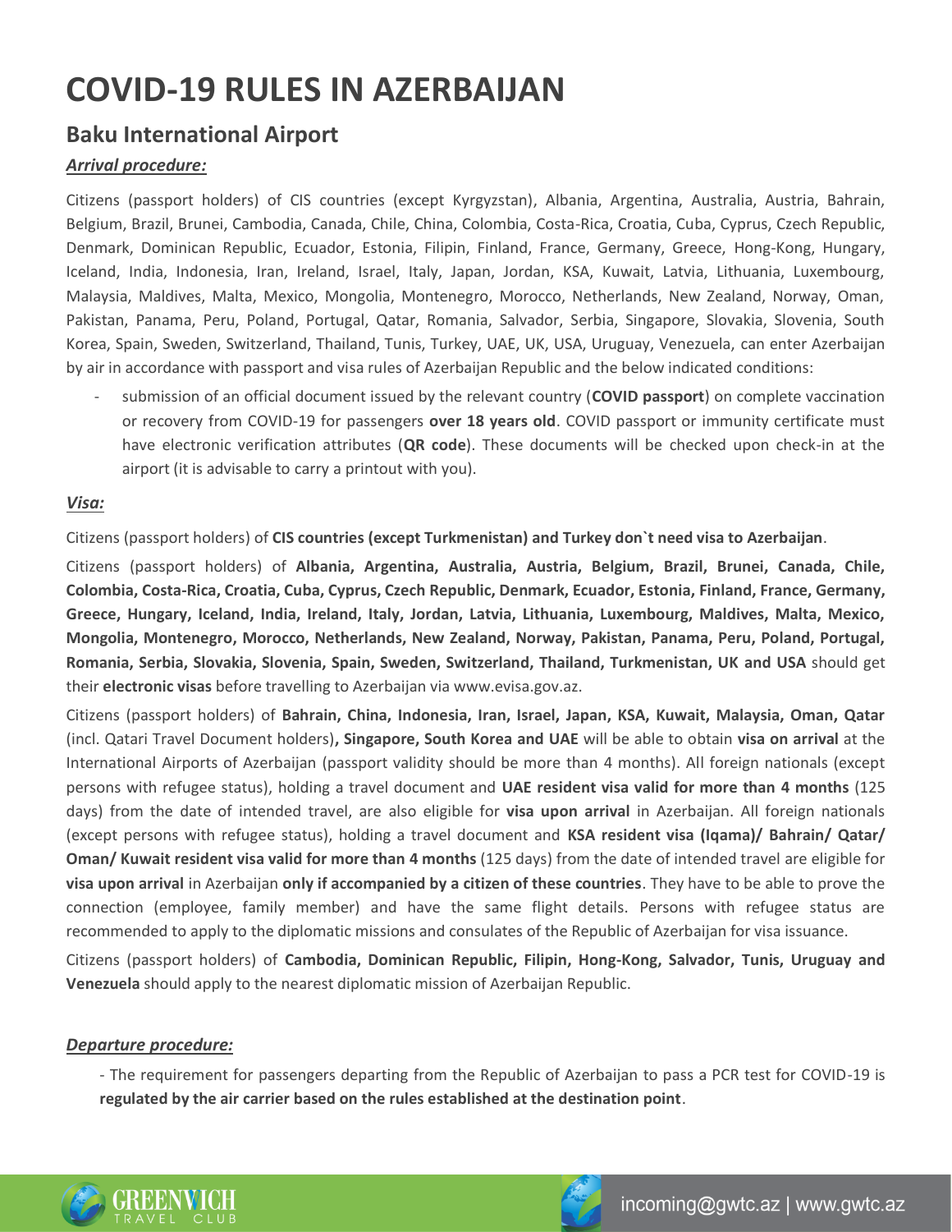# COVID-19 RULES IN AZERBAIJAN

## Baku International Airport

### ***Arrival procedure:***

Citizens (passport holders) of CIS countries (except Kyrgyzstan), Albania, Argentina, Australia, Austria, Bahrain, Belgium, Brazil, Brunei, Cambodia, Canada, Chile, China, Colombia, Costa-Rica, Croatia, Cuba, Cyprus, Czech Republic, Denmark, Dominican Republic, Ecuador, Estonia, Filipin, Finland, France, Germany, Greece, Hong-Kong, Hungary, Iceland, India, Indonesia, Iran, Ireland, Israel, Italy, Japan, Jordan, KSA, Kuwait, Latvia, Lithuania, Luxembourg, Malaysia, Maldives, Malta, Mexico, Mongolia, Montenegro, Morocco, Netherlands, New Zealand, Norway, Oman, Pakistan, Panama, Peru, Poland, Portugal, Qatar, Romania, Salvador, Serbia, Singapore, Slovakia, Slovenia, South Korea, Spain, Sweden, Switzerland, Thailand, Tunis, Turkey, UAE, UK, USA, Uruguay, Venezuela, can enter Azerbaijan by air in accordance with passport and visa rules of Azerbaijan Republic and the below indicated conditions:

- submission of an official document issued by the relevant country (**COVID passport**) on complete vaccination or recovery from COVID-19 for passengers **over 18 years old**. COVID passport or immunity certificate must have electronic verification attributes (**QR code**). These documents will be checked upon check-in at the airport (it is advisable to carry a printout with you).

### ***Visa:***

Citizens (passport holders) of **CIS countries (except Turkmenistan) and Turkey don`t need visa to Azerbaijan**.

Citizens (passport holders) of **Albania, Argentina, Australia, Austria, Belgium, Brazil, Brunei, Canada, Chile, Colombia, Costa-Rica, Croatia, Cuba, Cyprus, Czech Republic, Denmark, Ecuador, Estonia, Finland, France, Germany, Greece, Hungary, Iceland, India, Ireland, Italy, Jordan, Latvia, Lithuania, Luxembourg, Maldives, Malta, Mexico, Mongolia, Montenegro, Morocco, Netherlands, New Zealand, Norway, Pakistan, Panama, Peru, Poland, Portugal, Romania, Serbia, Slovakia, Slovenia, Spain, Sweden, Switzerland, Thailand, Turkmenistan, UK and USA** should get their **electronic visas** before travelling to Azerbaijan via www.evisa.gov.az.

Citizens (passport holders) of **Bahrain, China, Indonesia, Iran, Israel, Japan, KSA, Kuwait, Malaysia, Oman, Qatar** (incl. Qatari Travel Document holders)**, Singapore, South Korea and UAE** will be able to obtain **visa on arrival** at the International Airports of Azerbaijan (passport validity should be more than 4 months). All foreign nationals (except persons with refugee status), holding a travel document and **UAE resident visa valid for more than 4 months** (125 days) from the date of intended travel, are also eligible for **visa upon arrival** in Azerbaijan. All foreign nationals (except persons with refugee status), holding a travel document and **KSA resident visa (Iqama)/ Bahrain/ Qatar/ Oman/ Kuwait resident visa valid for more than 4 months** (125 days) from the date of intended travel are eligible for **visa upon arrival** in Azerbaijan **only if accompanied by a citizen of these countries**. They have to be able to prove the connection (employee, family member) and have the same flight details. Persons with refugee status are recommended to apply to the diplomatic missions and consulates of the Republic of Azerbaijan for visa issuance.

Citizens (passport holders) of **Cambodia, Dominican Republic, Filipin, Hong-Kong, Salvador, Tunis, Uruguay and Venezuela** should apply to the nearest diplomatic mission of Azerbaijan Republic.

### ***Departure procedure:***

- The requirement for passengers departing from the Republic of Azerbaijan to pass a PCR test for COVID-19 is **regulated by the air carrier based on the rules established at the destination point**.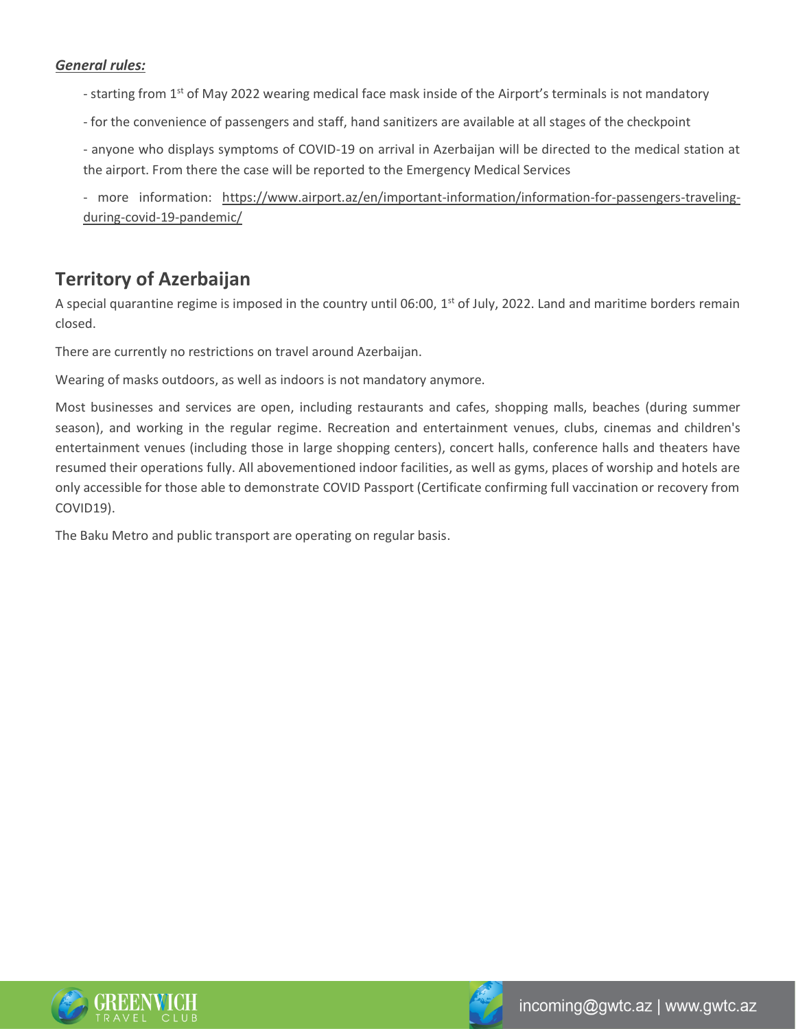***General rules:***

- starting from 1st of May 2022 wearing medical face mask inside of the Airport's terminals is not mandatory
- for the convenience of passengers and staff, hand sanitizers are available at all stages of the checkpoint
- anyone who displays symptoms of COVID-19 on arrival in Azerbaijan will be directed to the medical station at the airport. From there the case will be reported to the Emergency Medical Services
- more information: https://www.airport.az/en/important-information/information-for-passengers-traveling-during-covid-19-pandemic/

## Territory of Azerbaijan

A special quarantine regime is imposed in the country until 06:00, 1st of July, 2022. Land and maritime borders remain closed.

There are currently no restrictions on travel around Azerbaijan.

Wearing of masks outdoors, as well as indoors is not mandatory anymore.

Most businesses and services are open, including restaurants and cafes, shopping malls, beaches (during summer season), and working in the regular regime. Recreation and entertainment venues, clubs, cinemas and children's entertainment venues (including those in large shopping centers), concert halls, conference halls and theaters have resumed their operations fully. All abovementioned indoor facilities, as well as gyms, places of worship and hotels are only accessible for those able to demonstrate COVID Passport (Certificate confirming full vaccination or recovery from COVID19).

The Baku Metro and public transport are operating on regular basis.